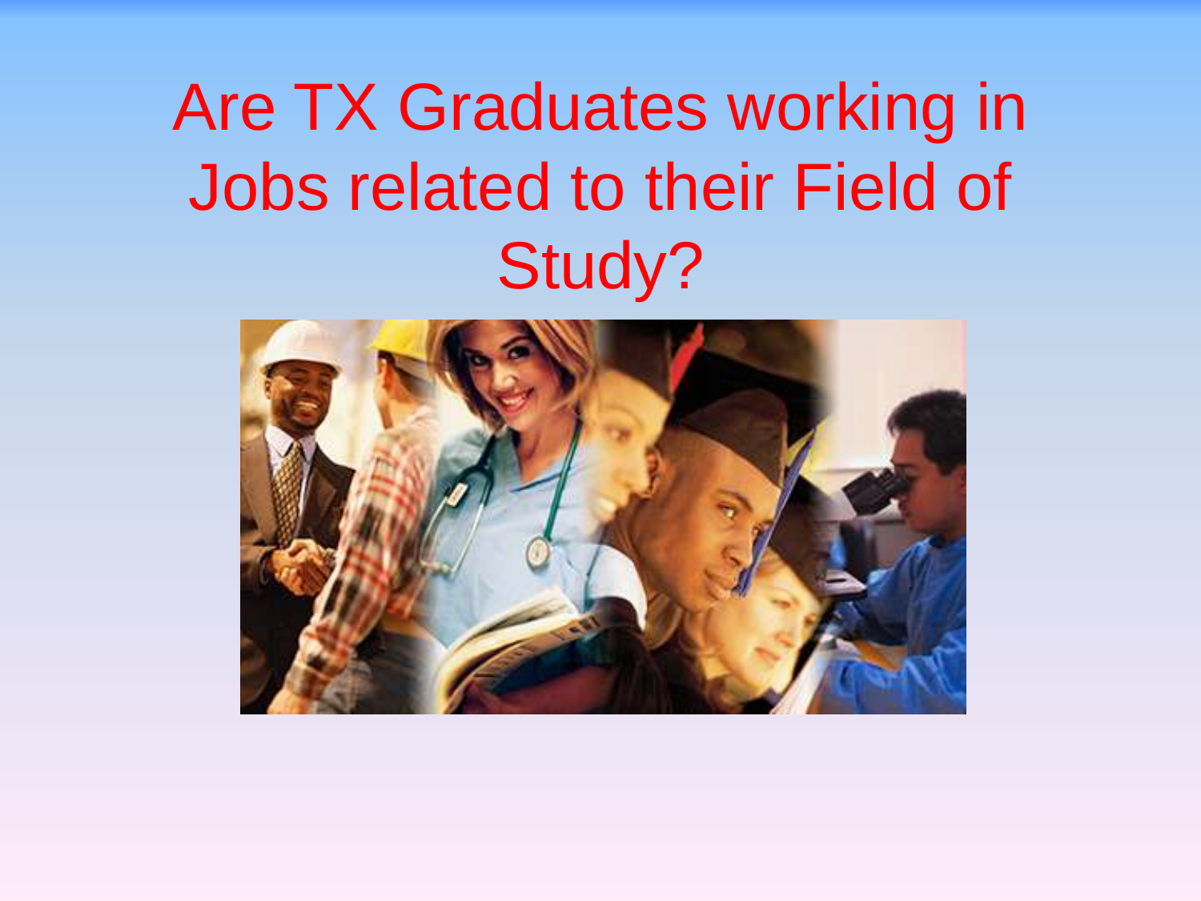# Are TX Graduates working in Jobs related to their Field of Study?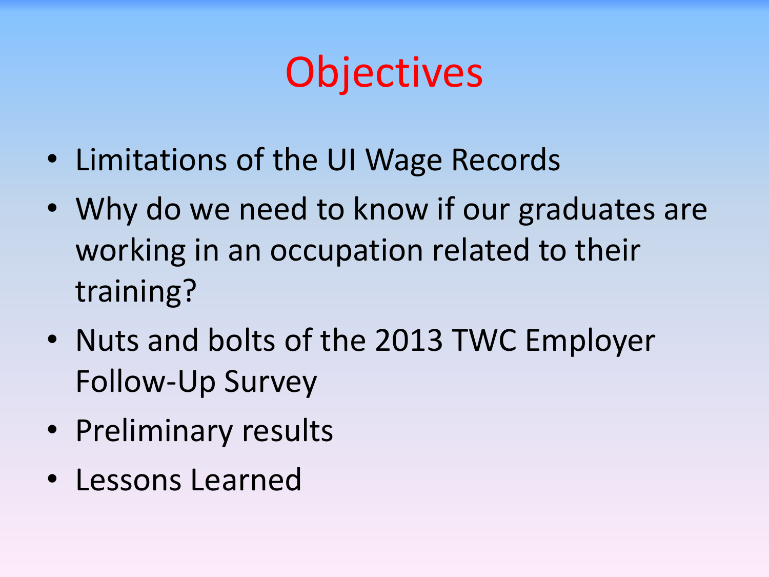# Objectives

- Limitations of the UI Wage Records
- Why do we need to know if our graduates are working in an occupation related to their training?
- Nuts and bolts of the 2013 TWC Employer Follow-Up Survey
- Preliminary results
- Lessons Learned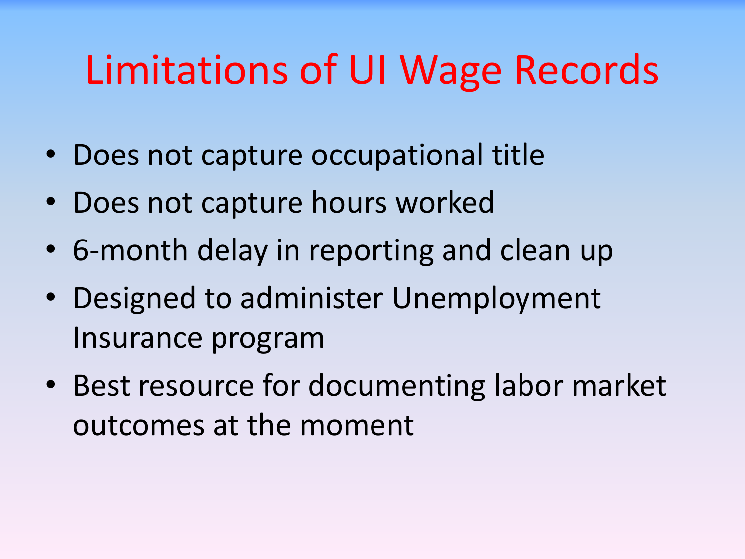# Limitations of UI Wage Records

- Does not capture occupational title
- Does not capture hours worked
- 6-month delay in reporting and clean up
- Designed to administer Unemployment Insurance program
- Best resource for documenting labor market outcomes at the moment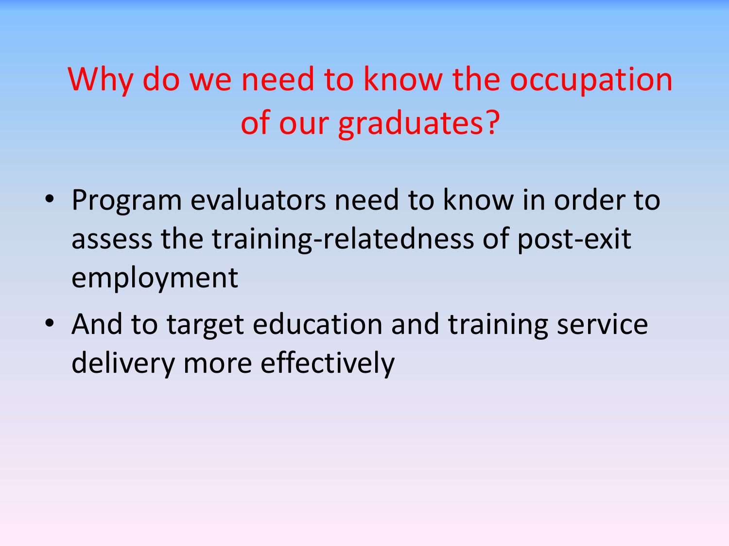# Why do we need to know the occupation of our graduates?

- Program evaluators need to know in order to assess the training-relatedness of post-exit employment
- And to target education and training service delivery more effectively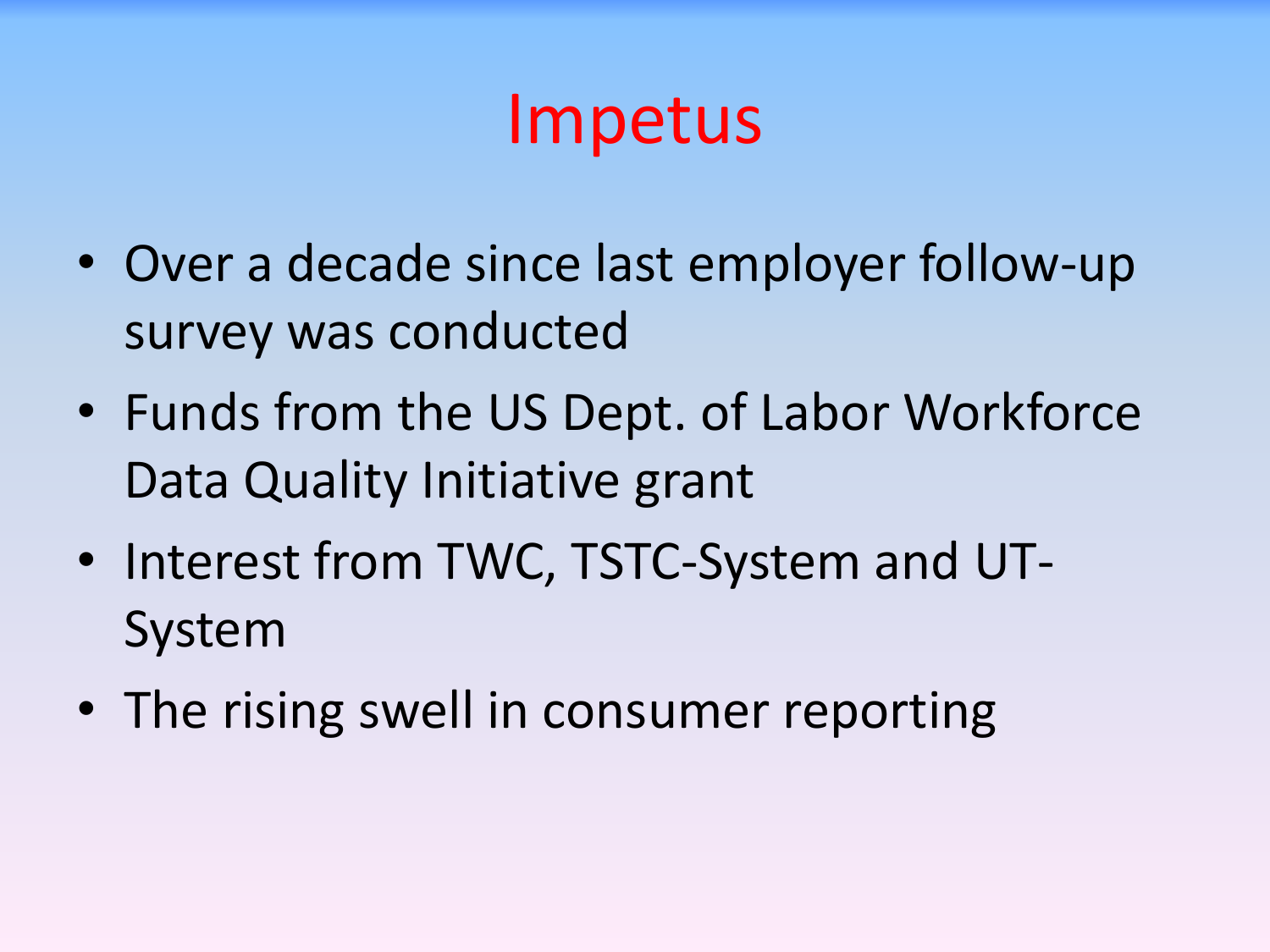# Impetus

- Over a decade since last employer follow-up survey was conducted
- Funds from the US Dept. of Labor Workforce Data Quality Initiative grant
- Interest from TWC, TSTC-System and UT-System
- The rising swell in consumer reporting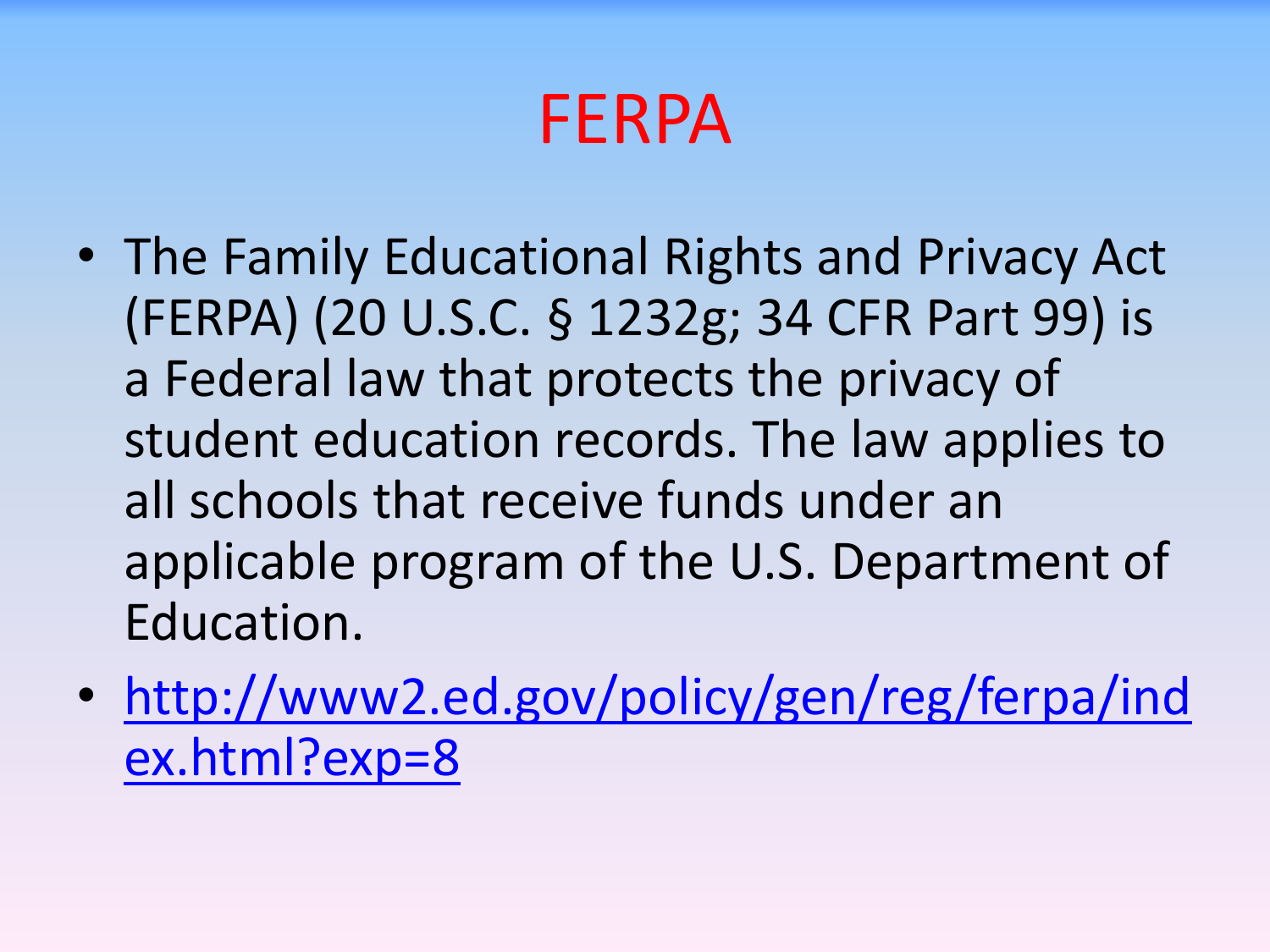# FERPA

- The Family Educational Rights and Privacy Act (FERPA) (20 U.S.C. § 1232g; 34 CFR Part 99) is a Federal law that protects the privacy of student education records. The law applies to all schools that receive funds under an applicable program of the U.S. Department of Education.
- [http://www2.ed.gov/policy/gen/reg/ferpa/index.html?exp=8](http://www2.ed.gov/policy/gen/reg/ferpa/index.html?exp=8)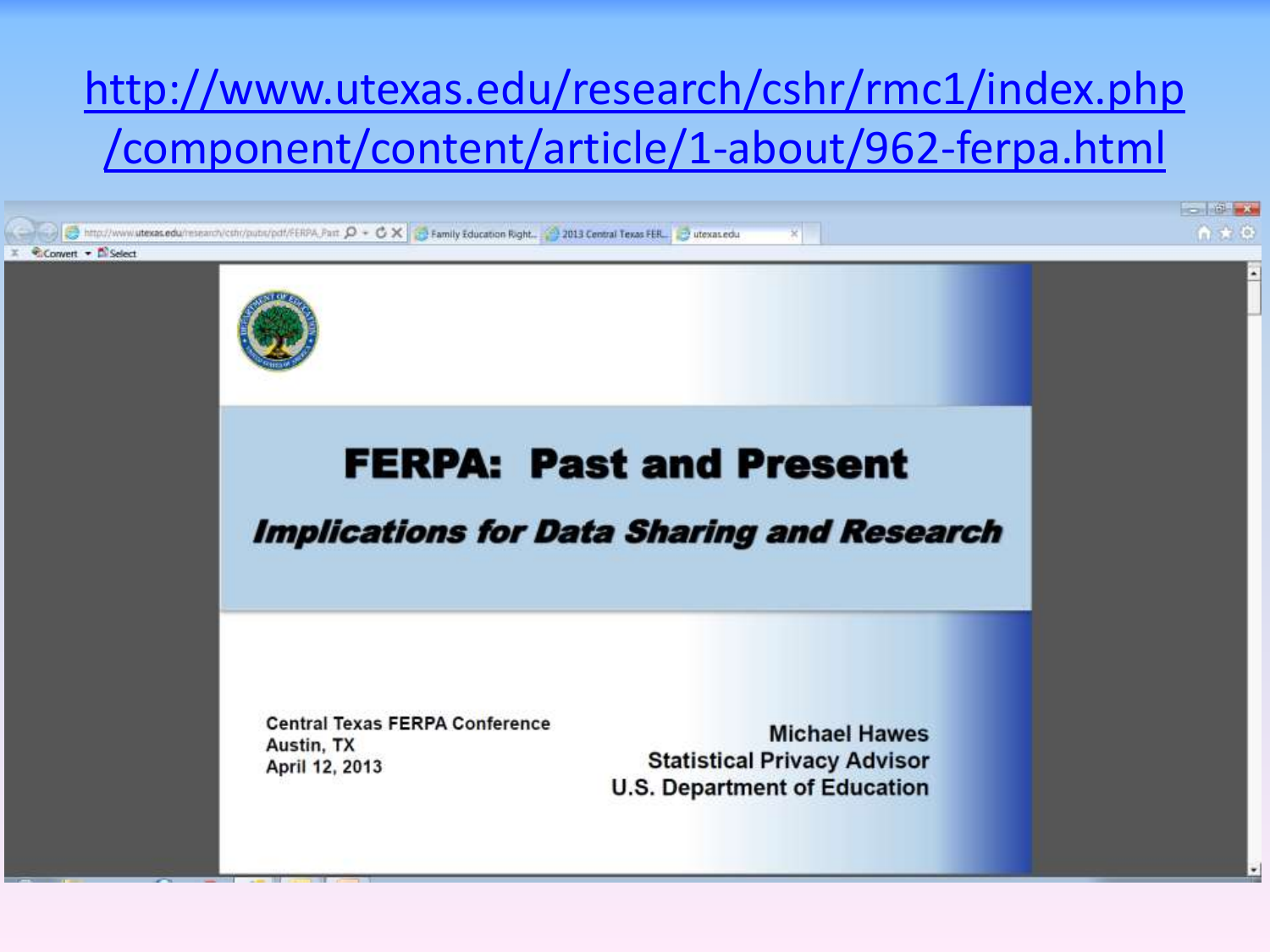http://www.utexas.edu/research/cshr/rmc1/index.php/component/content/article/1-about/962-ferpa.html

# FERPA: Past and Present

***Implications for Data Sharing and Research***

**Central Texas FERPA Conference**
**Austin, TX**
**April 12, 2013**

**Michael Hawes**
**Statistical Privacy Advisor**
**U.S. Department of Education**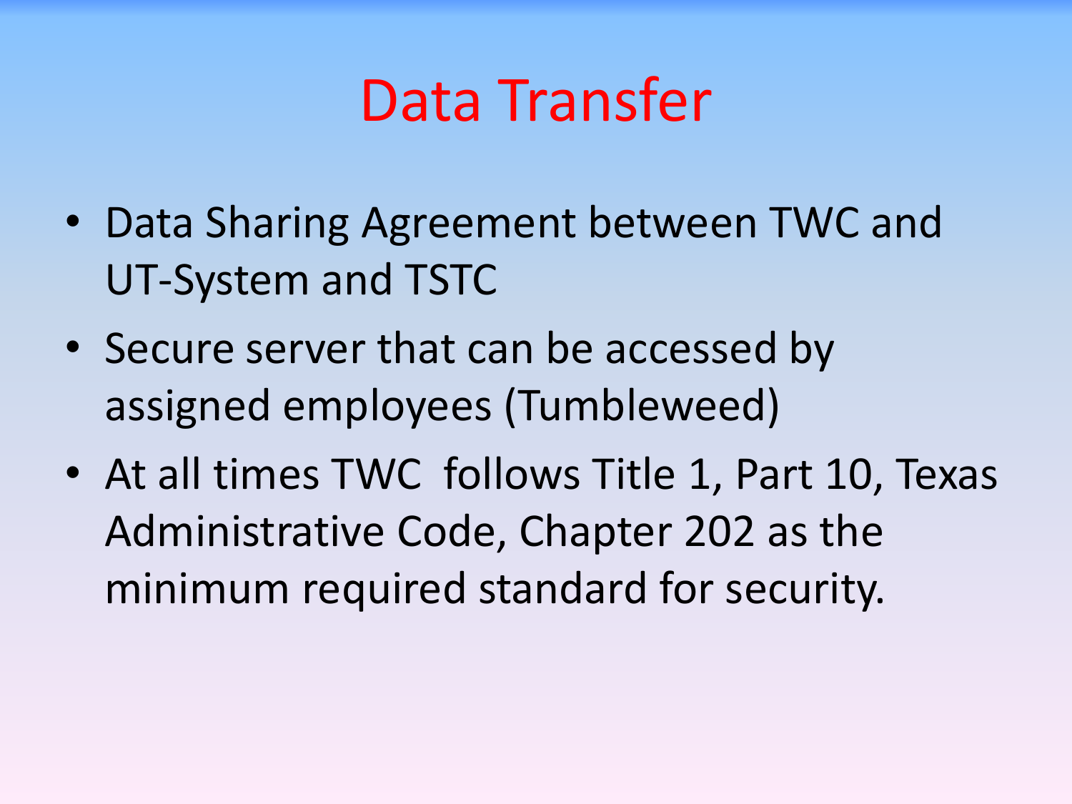# Data Transfer

- Data Sharing Agreement between TWC and UT-System and TSTC
- Secure server that can be accessed by assigned employees (Tumbleweed)
- At all times TWC follows Title 1, Part 10, Texas Administrative Code, Chapter 202 as the minimum required standard for security.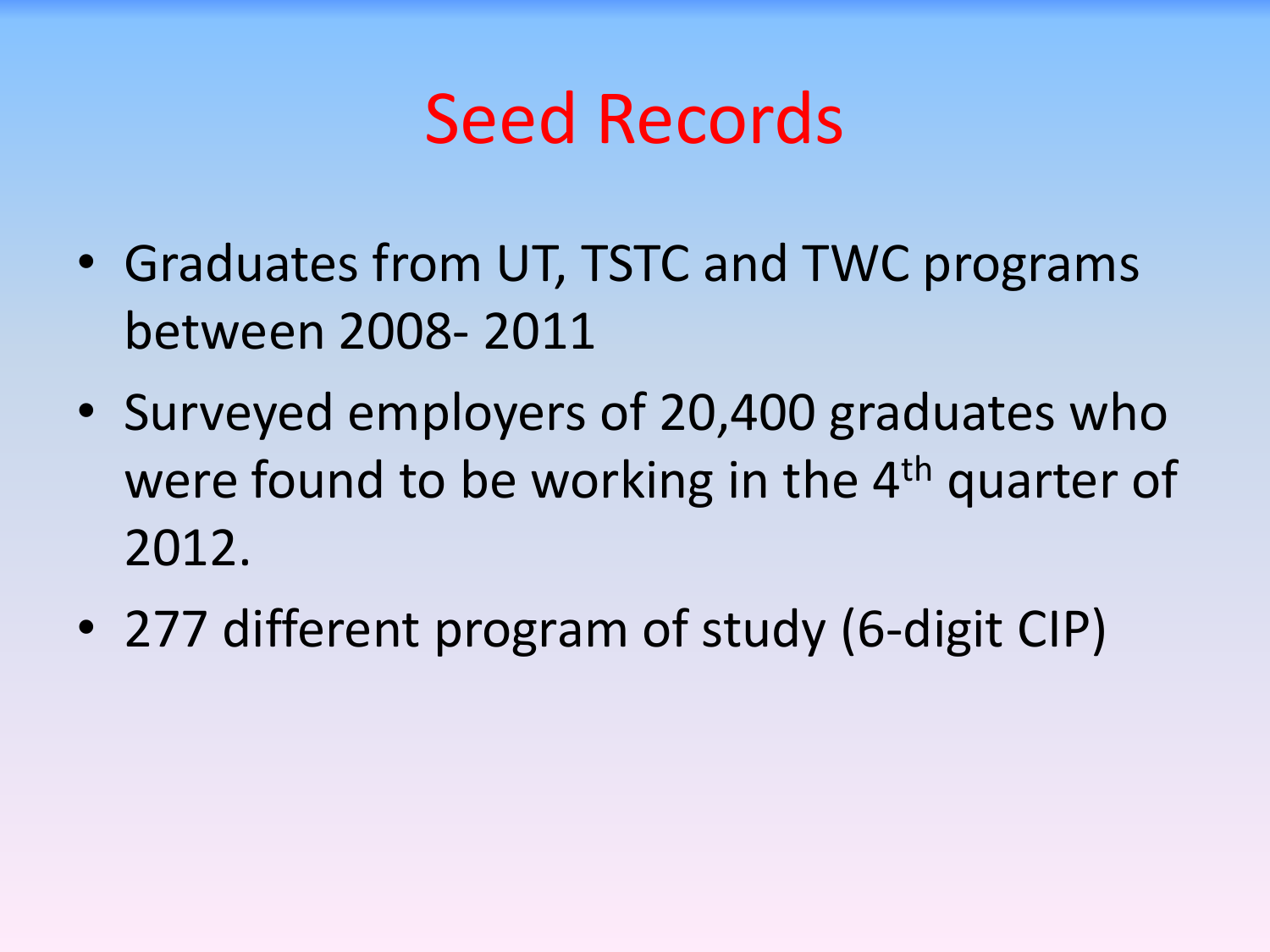# Seed Records

- Graduates from UT, TSTC and TWC programs between 2008- 2011
- Surveyed employers of 20,400 graduates who were found to be working in the $4^{th}$ quarter of 2012.
- 277 different program of study (6-digit CIP)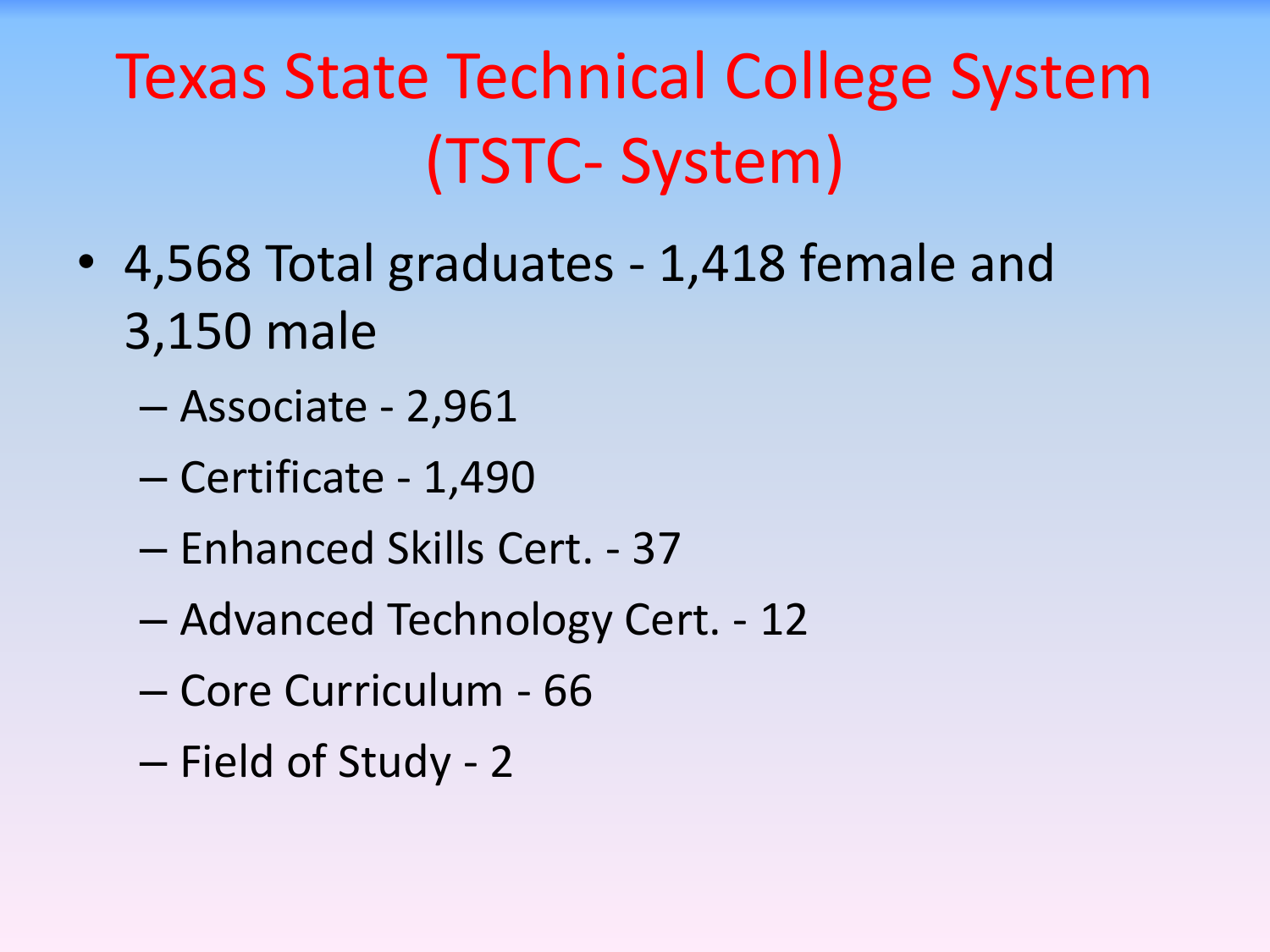# Texas State Technical College System (TSTC- System)

- 4,568 Total graduates - 1,418 female and 3,150 male
  - Associate - 2,961
  - Certificate - 1,490
  - Enhanced Skills Cert. - 37
  - Advanced Technology Cert. - 12
  - Core Curriculum - 66
  - Field of Study - 2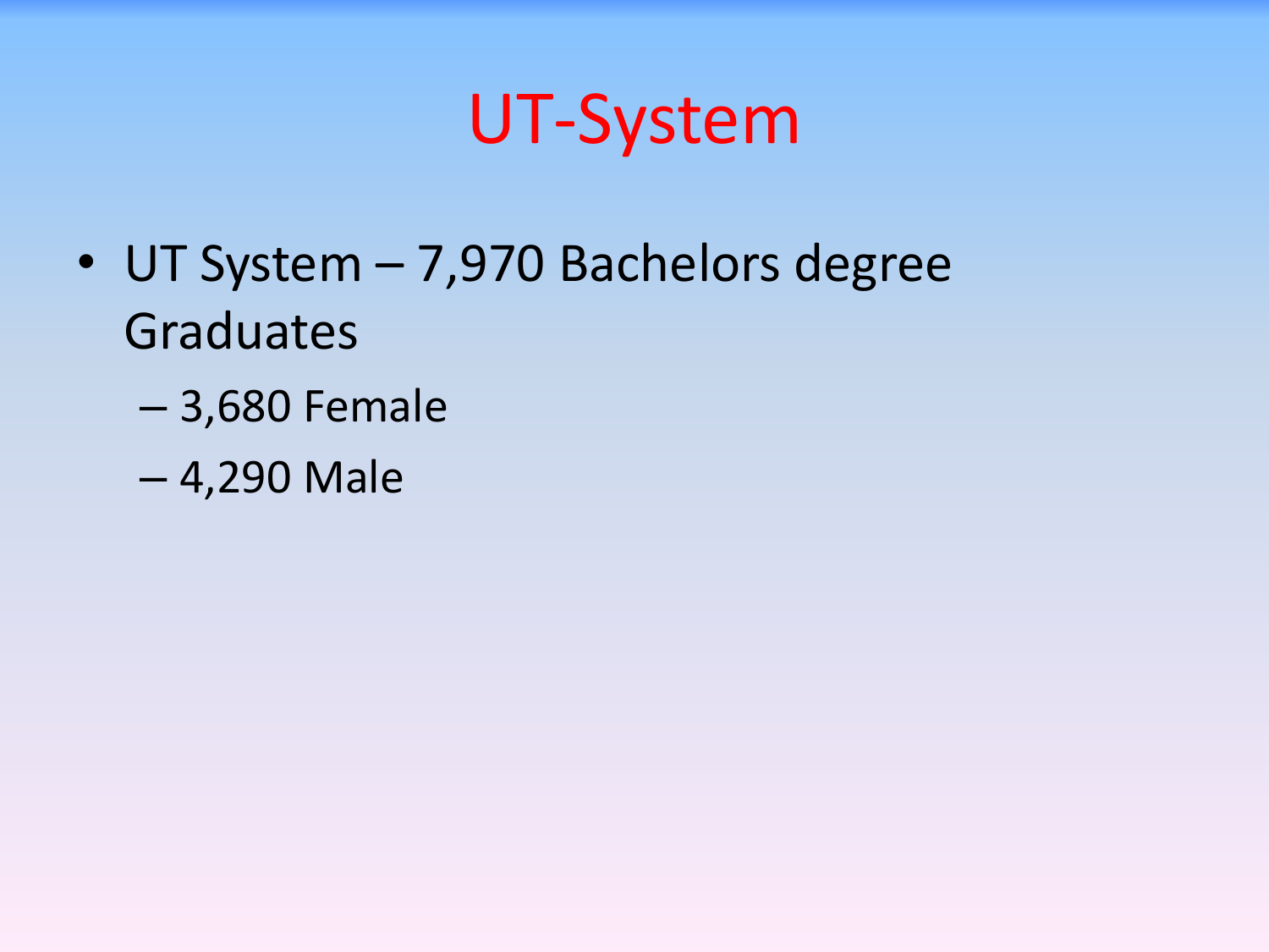# UT-System

- UT System – 7,970 Bachelors degree Graduates
  - 3,680 Female
  - 4,290 Male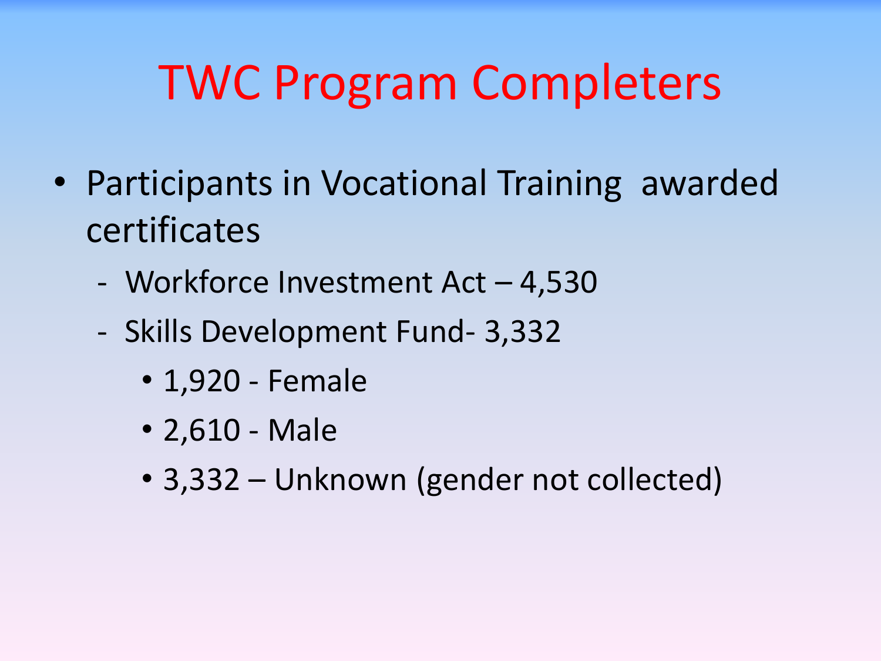# TWC Program Completers

- Participants in Vocational Training awarded certificates
  - Workforce Investment Act – 4,530
  - Skills Development Fund- 3,332
    - 1,920 - Female
    - 2,610 - Male
    - 3,332 – Unknown (gender not collected)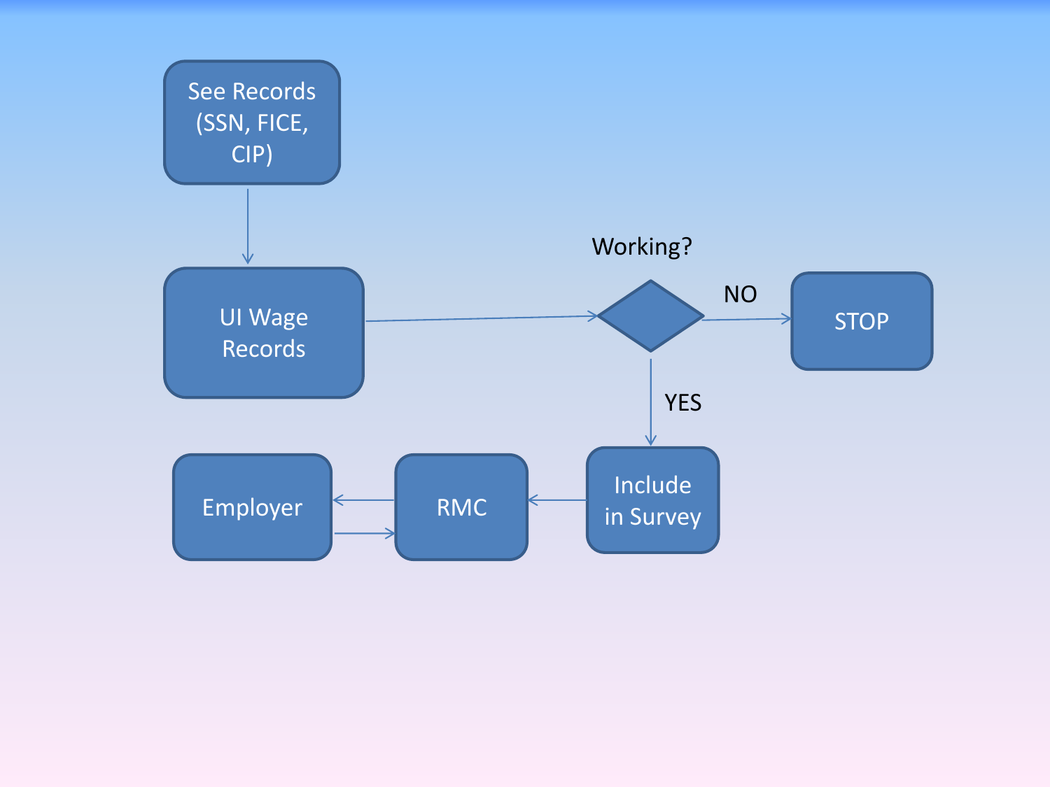See Records (SSN, FICE, CIP)

UI Wage Records

Working?

NO

STOP

YES

Include in Survey

RMC

Employer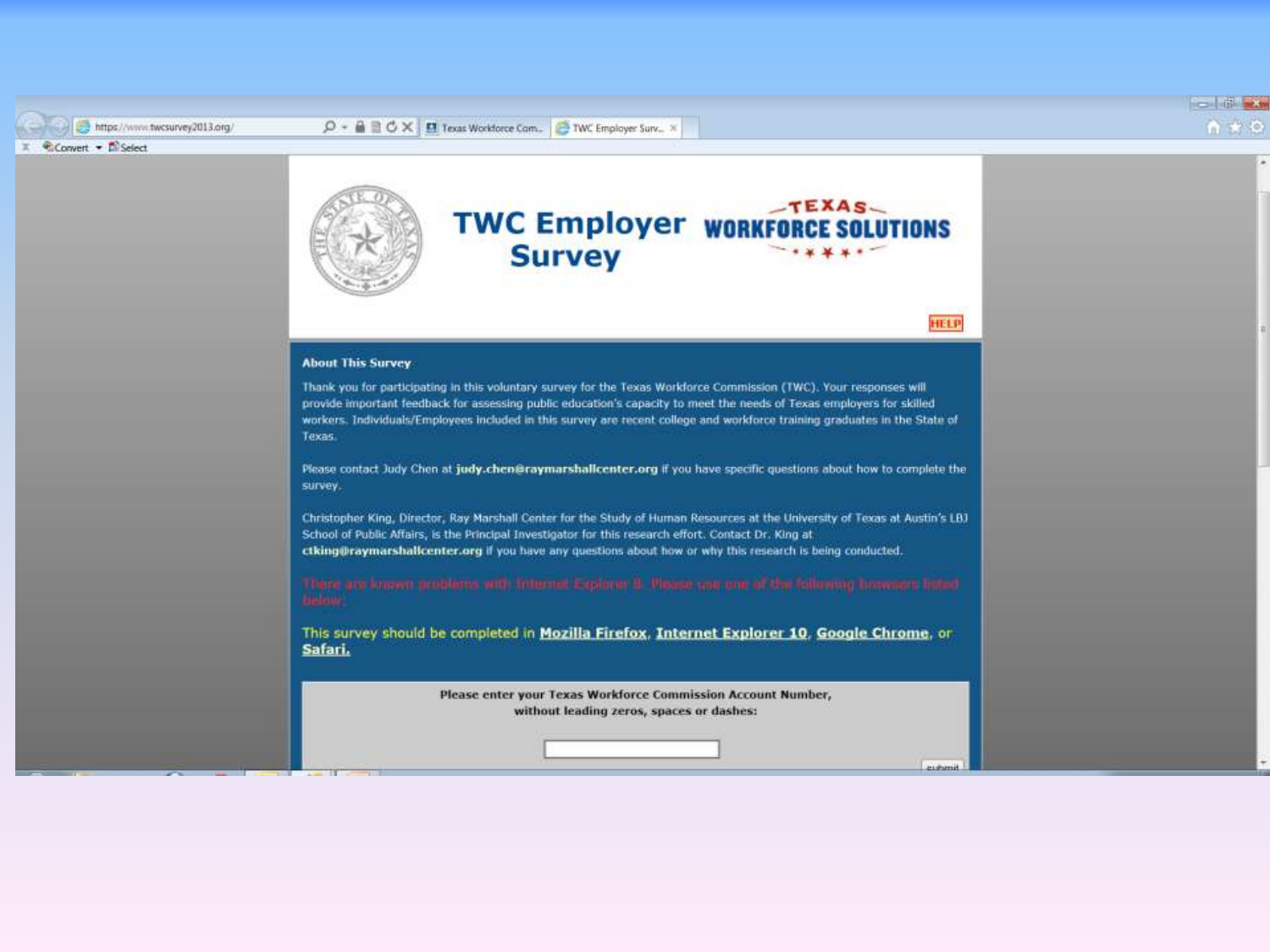# TWC Employer Survey

TEXAS WORKFORCE SOLUTIONS

HELP

**About This Survey**

Thank you for participating in this voluntary survey for the Texas Workforce Commission (TWC). Your responses will provide important feedback for assessing public education's capacity to meet the needs of Texas employers for skilled workers. Individuals/Employees included in this survey are recent college and workforce training graduates in the State of Texas.

Please contact Judy Chen at **judy.chen@raymarshallcenter.org** if you have specific questions about how to complete the survey.

Christopher King, Director, Ray Marshall Center for the Study of Human Resources at the University of Texas at Austin's LBJ School of Public Affairs, is the Principal Investigator for this research effort. Contact Dr. King at **ctking@raymarshallcenter.org** if you have any questions about how or why this research is being conducted.

There are known problems with Internet Explorer 8. Please use one of the following browsers listed below:

This survey should be completed in **Mozilla Firefox**, **Internet Explorer 10**, **Google Chrome**, or **Safari.**

**Please enter your Texas Workforce Commission Account Number, without leading zeros, spaces or dashes:**

submit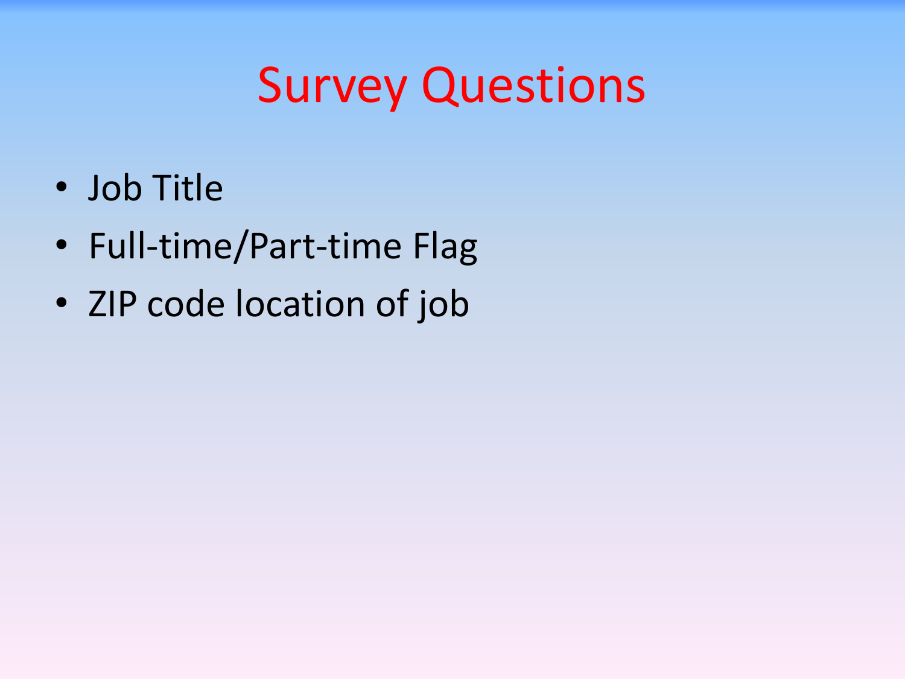# Survey Questions

- Job Title
- Full-time/Part-time Flag
- ZIP code location of job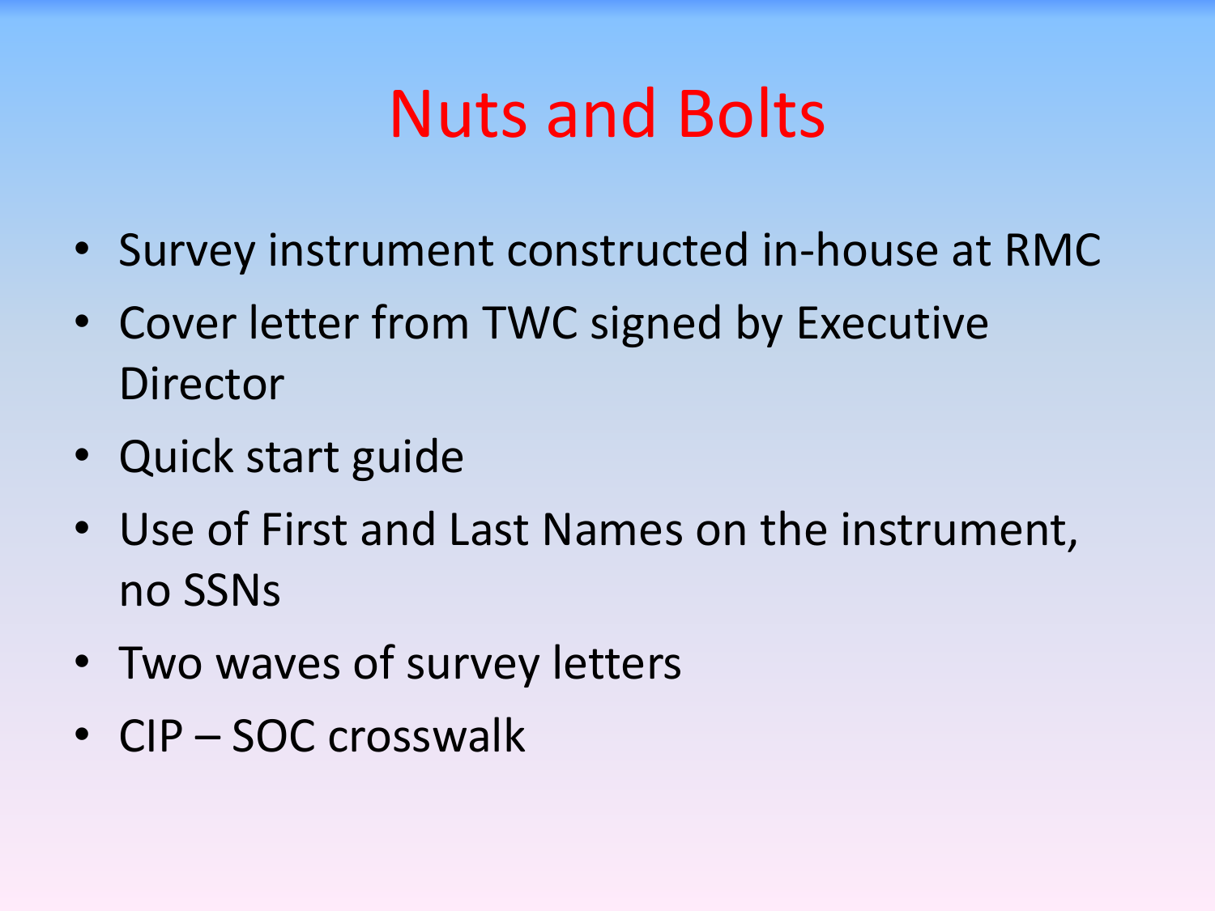# Nuts and Bolts

- Survey instrument constructed in-house at RMC
- Cover letter from TWC signed by Executive Director
- Quick start guide
- Use of First and Last Names on the instrument, no SSNs
- Two waves of survey letters
- CIP – SOC crosswalk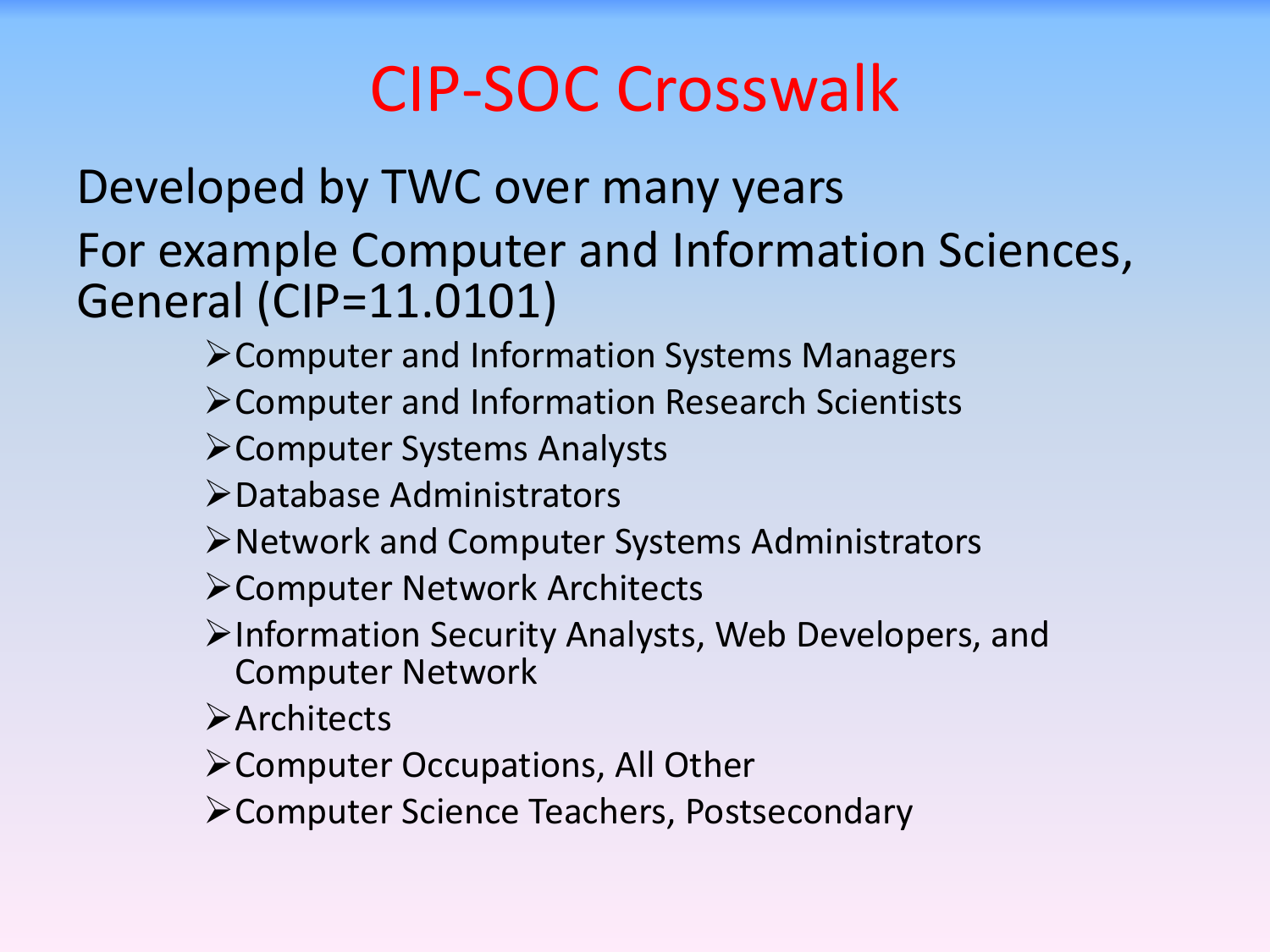# CIP-SOC Crosswalk

Developed by TWC over many years

For example Computer and Information Sciences, General (CIP=11.0101)

- Computer and Information Systems Managers
- Computer and Information Research Scientists
- Computer Systems Analysts
- Database Administrators
- Network and Computer Systems Administrators
- Computer Network Architects
- Information Security Analysts, Web Developers, and Computer Network
- Architects
- Computer Occupations, All Other
- Computer Science Teachers, Postsecondary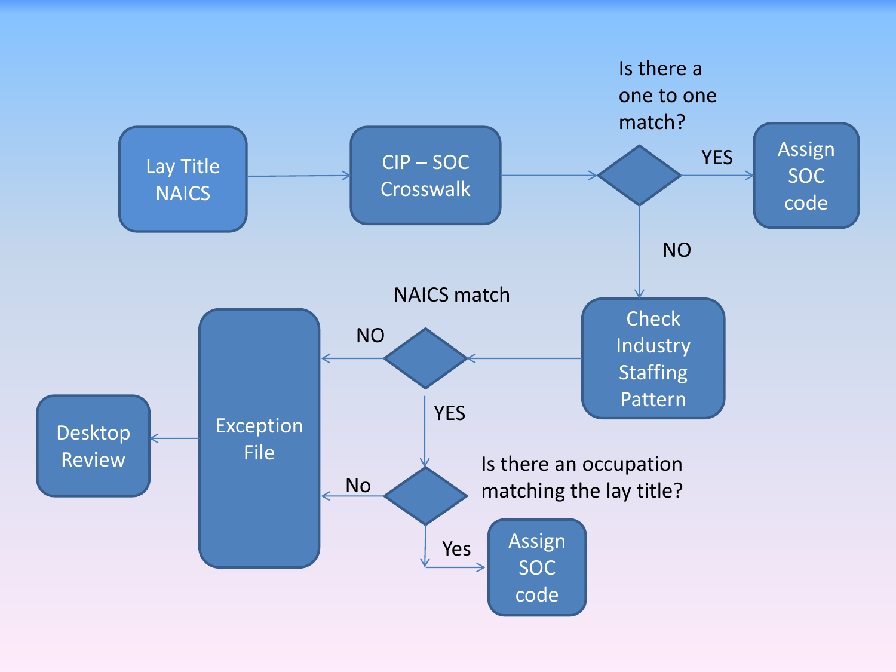Lay Title NAICS → CIP – SOC Crosswalk → Is there a one to one match?

- YES → Assign SOC code
- NO → Check Industry Staffing Pattern → NAICS match
  - NO → Exception File → Desktop Review
  - YES → Is there an occupation matching the lay title?
    - No → Exception File
    - Yes → Assign SOC code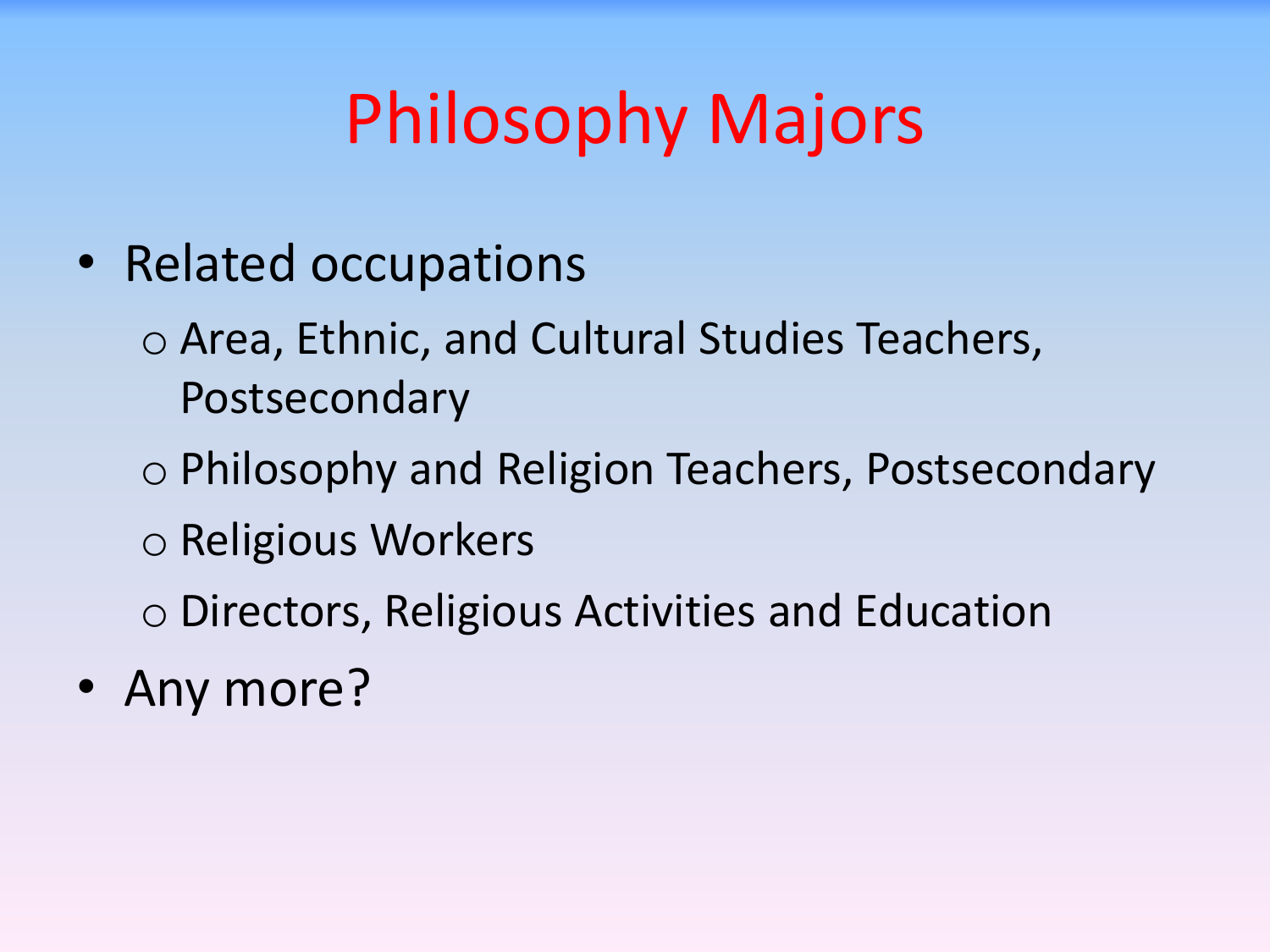# Philosophy Majors

- Related occupations
  - Area, Ethnic, and Cultural Studies Teachers, Postsecondary
  - Philosophy and Religion Teachers, Postsecondary
  - Religious Workers
  - Directors, Religious Activities and Education
- Any more?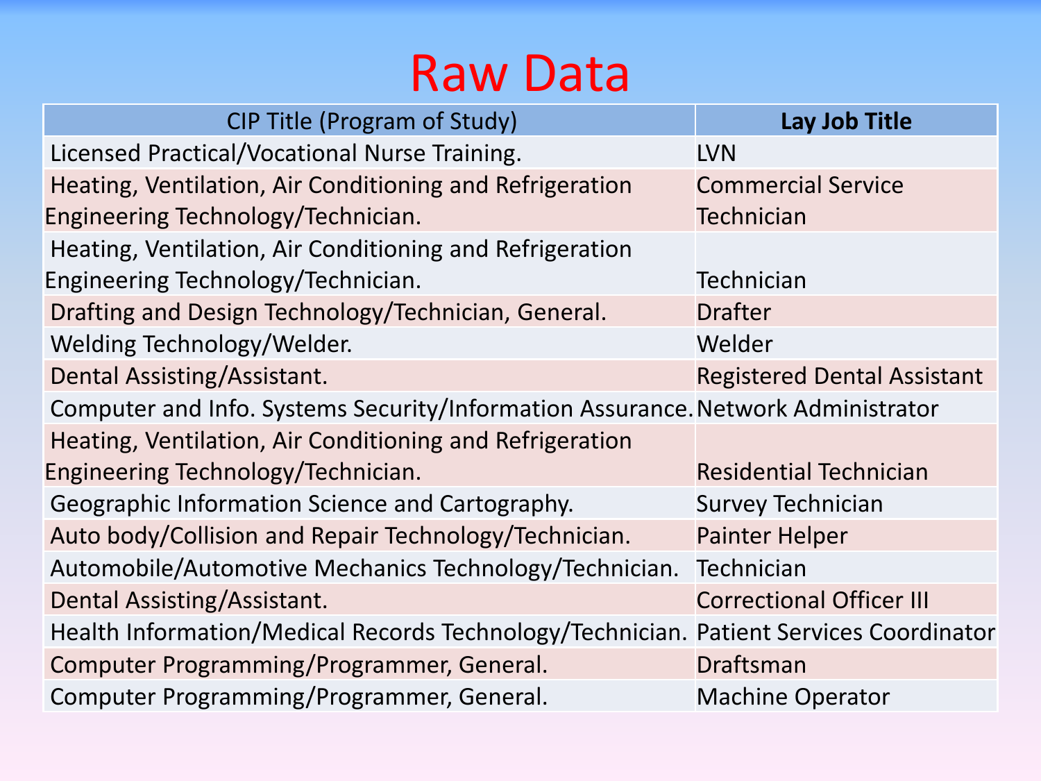# Raw Data

| CIP Title (Program of Study) | **Lay Job Title** |
|---|---|
| Licensed Practical/Vocational Nurse Training. | LVN |
| Heating, Ventilation, Air Conditioning and Refrigeration Engineering Technology/Technician. | Commercial Service Technician |
| Heating, Ventilation, Air Conditioning and Refrigeration Engineering Technology/Technician. | Technician |
| Drafting and Design Technology/Technician, General. | Drafter |
| Welding Technology/Welder. | Welder |
| Dental Assisting/Assistant. | Registered Dental Assistant |
| Computer and Info. Systems Security/Information Assurance. | Network Administrator |
| Heating, Ventilation, Air Conditioning and Refrigeration Engineering Technology/Technician. | Residential Technician |
| Geographic Information Science and Cartography. | Survey Technician |
| Auto body/Collision and Repair Technology/Technician. | Painter Helper |
| Automobile/Automotive Mechanics Technology/Technician. | Technician |
| Dental Assisting/Assistant. | Correctional Officer III |
| Health Information/Medical Records Technology/Technician. | Patient Services Coordinator |
| Computer Programming/Programmer, General. | Draftsman |
| Computer Programming/Programmer, General. | Machine Operator |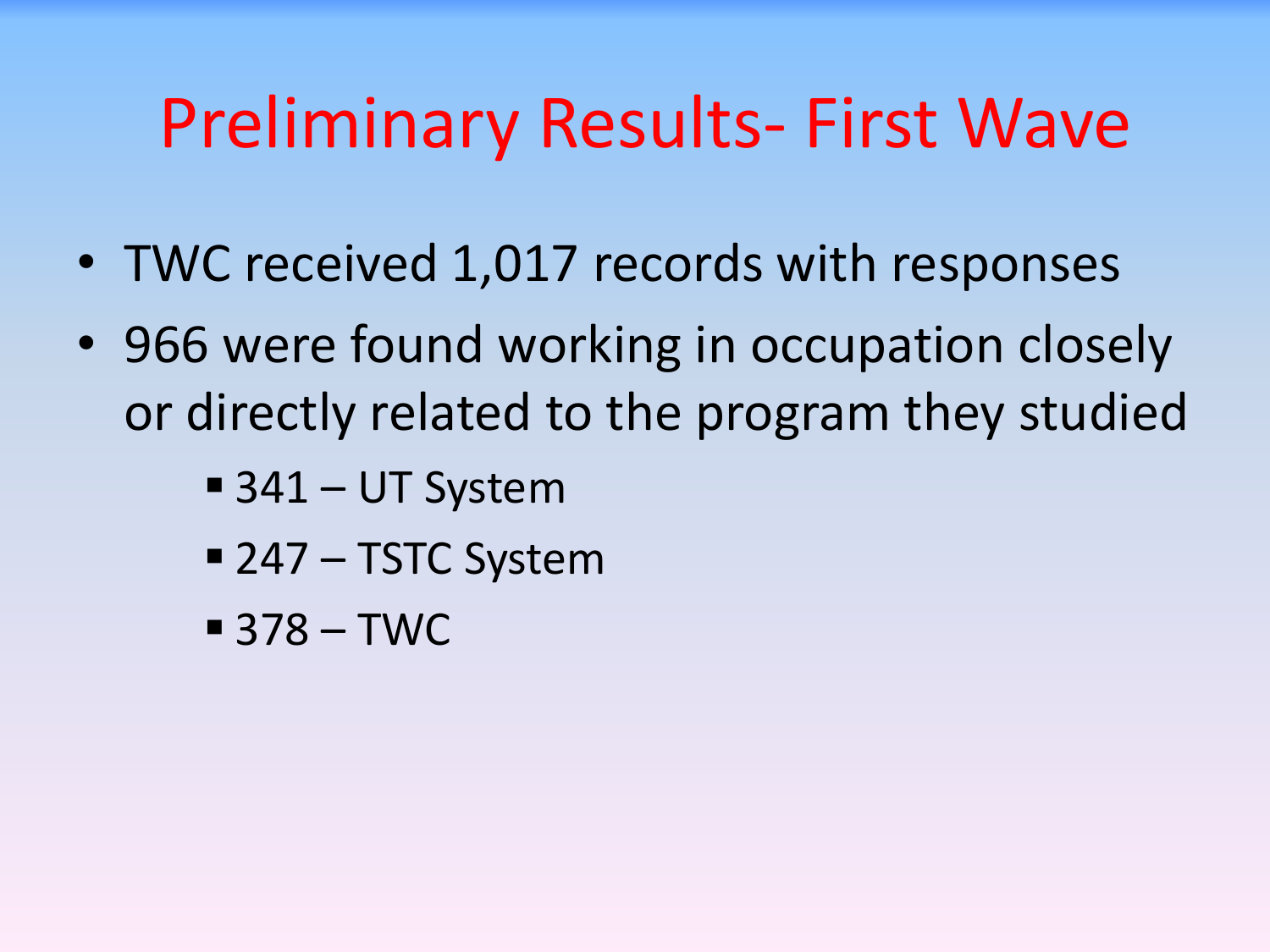# Preliminary Results- First Wave

- TWC received 1,017 records with responses
- 966 were found working in occupation closely or directly related to the program they studied
  - 341 – UT System
  - 247 – TSTC System
  - 378 – TWC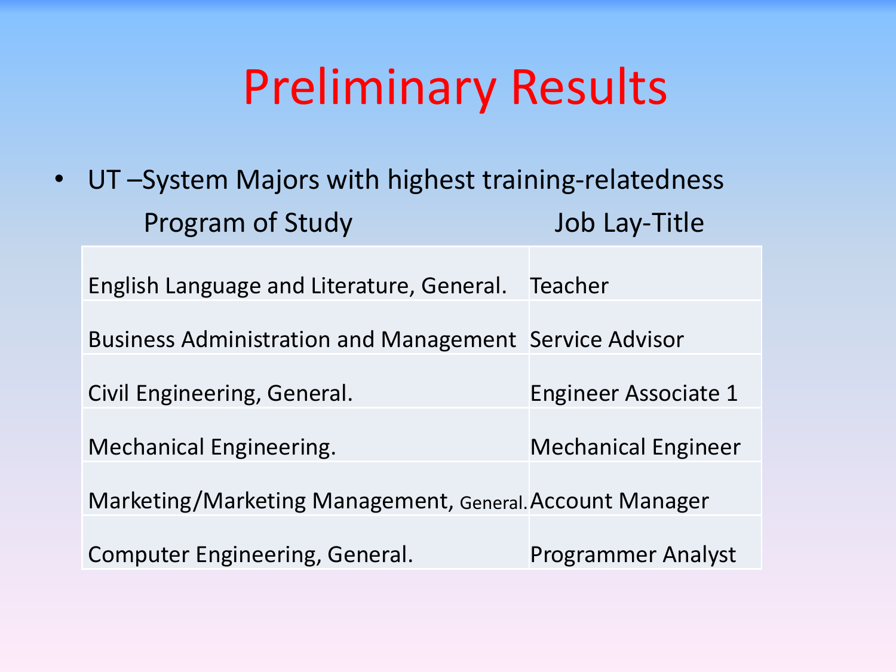# Preliminary Results

- UT –System Majors with highest training-relatedness

| Program of Study | Job Lay-Title |
| --- | --- |
| English Language and Literature, General. | Teacher |
| Business Administration and Management | Service Advisor |
| Civil Engineering, General. | Engineer Associate 1 |
| Mechanical Engineering. | Mechanical Engineer |
| Marketing/Marketing Management, General. | Account Manager |
| Computer Engineering, General. | Programmer Analyst |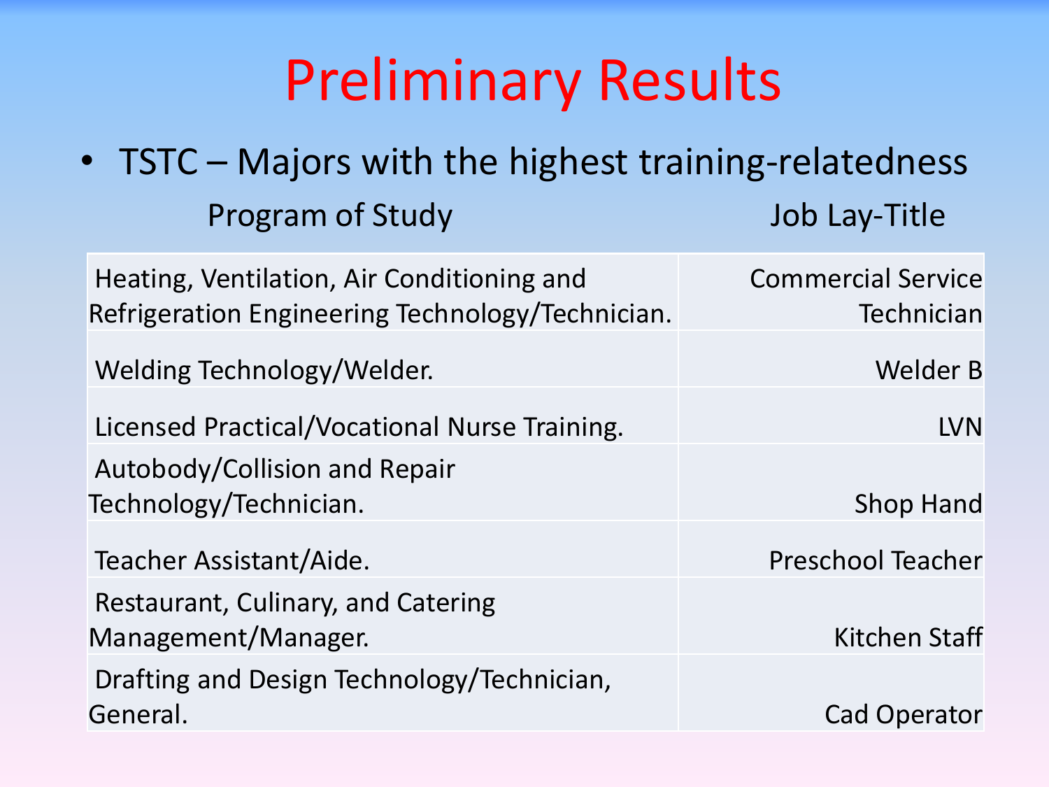# Preliminary Results

- TSTC – Majors with the highest training-relatedness

| Program of Study | Job Lay-Title |
|---|---|
| Heating, Ventilation, Air Conditioning and Refrigeration Engineering Technology/Technician. | Commercial Service Technician |
| Welding Technology/Welder. | Welder B |
| Licensed Practical/Vocational Nurse Training. | LVN |
| Autobody/Collision and Repair Technology/Technician. | Shop Hand |
| Teacher Assistant/Aide. | Preschool Teacher |
| Restaurant, Culinary, and Catering Management/Manager. | Kitchen Staff |
| Drafting and Design Technology/Technician, General. | Cad Operator |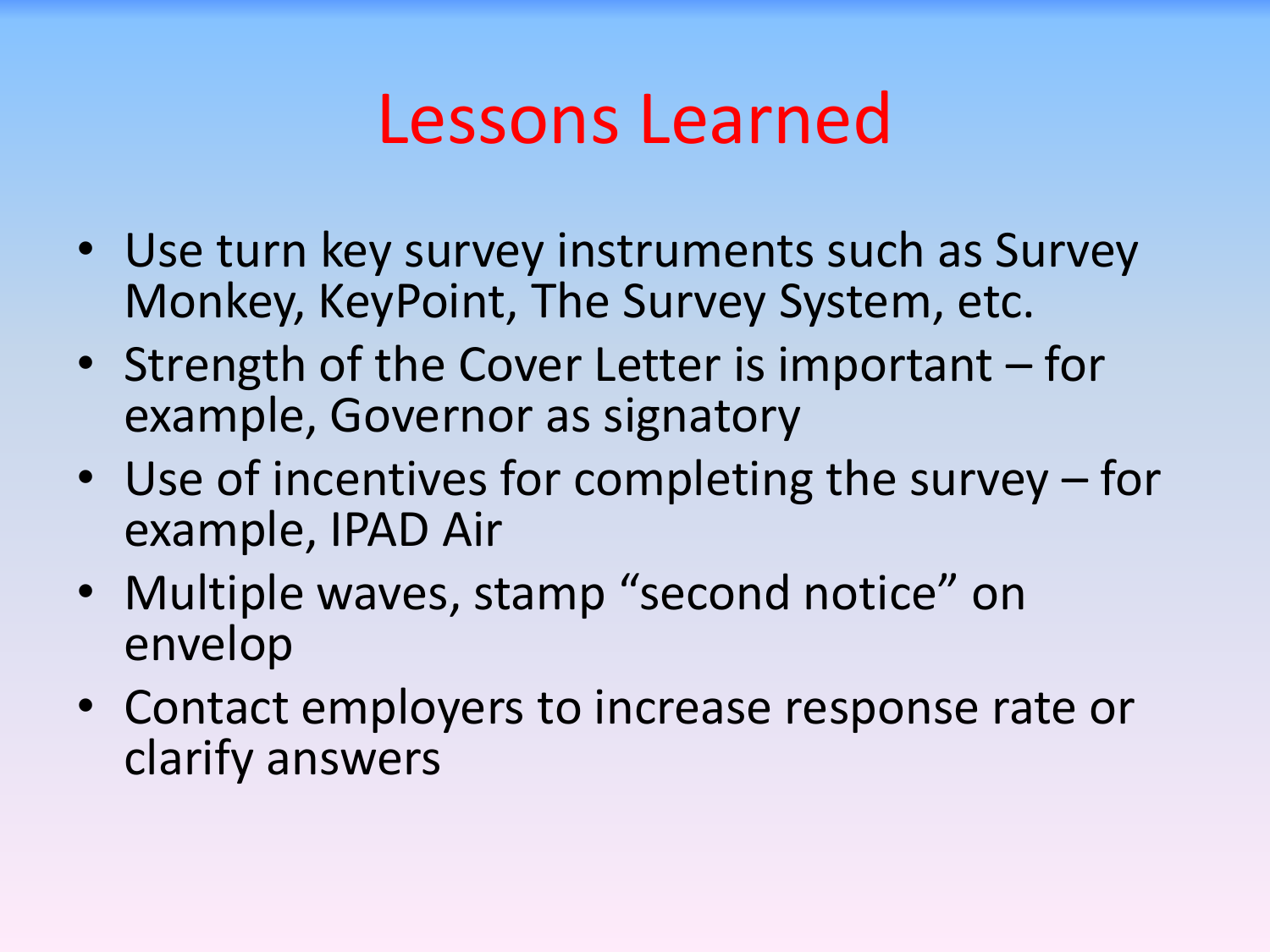# Lessons Learned

- Use turn key survey instruments such as Survey Monkey, KeyPoint, The Survey System, etc.
- Strength of the Cover Letter is important – for example, Governor as signatory
- Use of incentives for completing the survey – for example, IPAD Air
- Multiple waves, stamp "second notice" on envelop
- Contact employers to increase response rate or clarify answers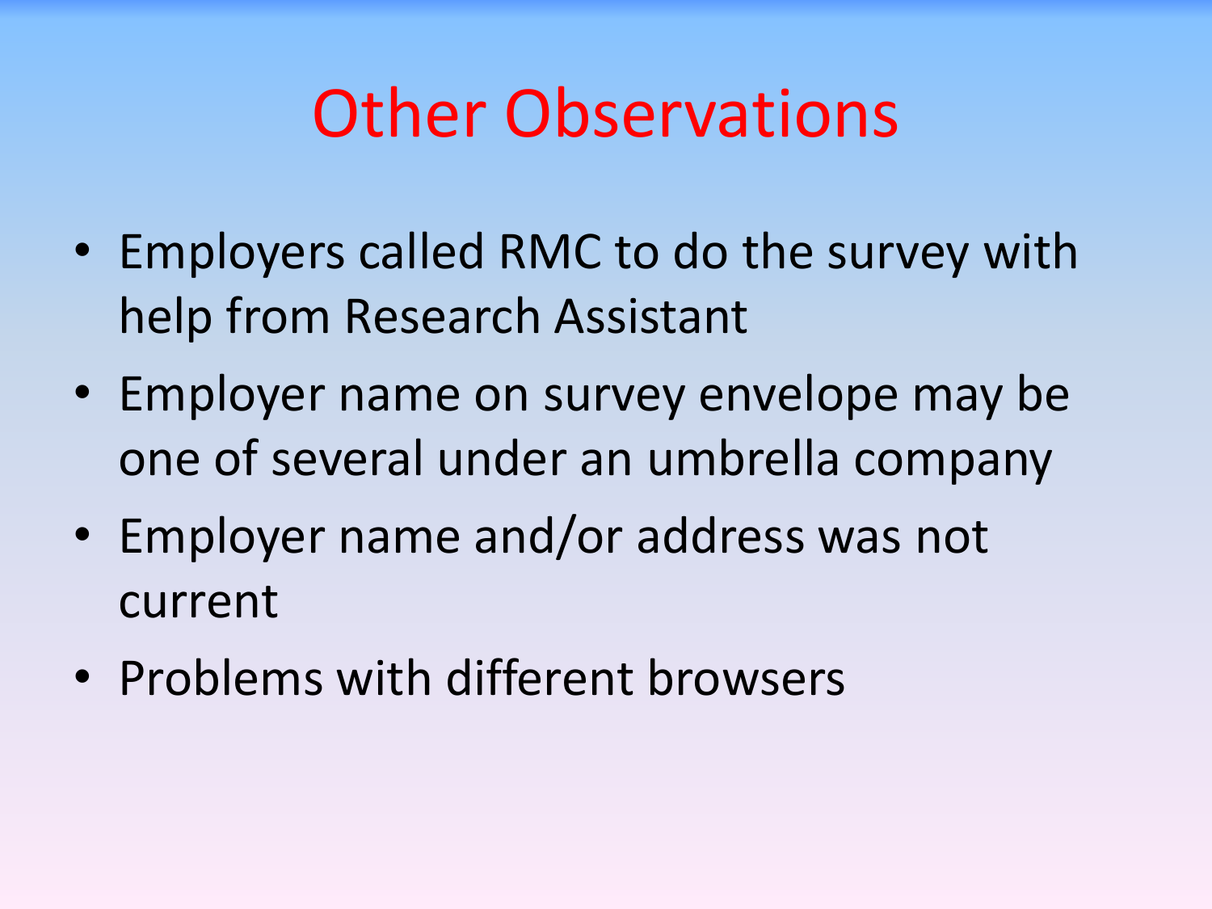# Other Observations

- Employers called RMC to do the survey with help from Research Assistant
- Employer name on survey envelope may be one of several under an umbrella company
- Employer name and/or address was not current
- Problems with different browsers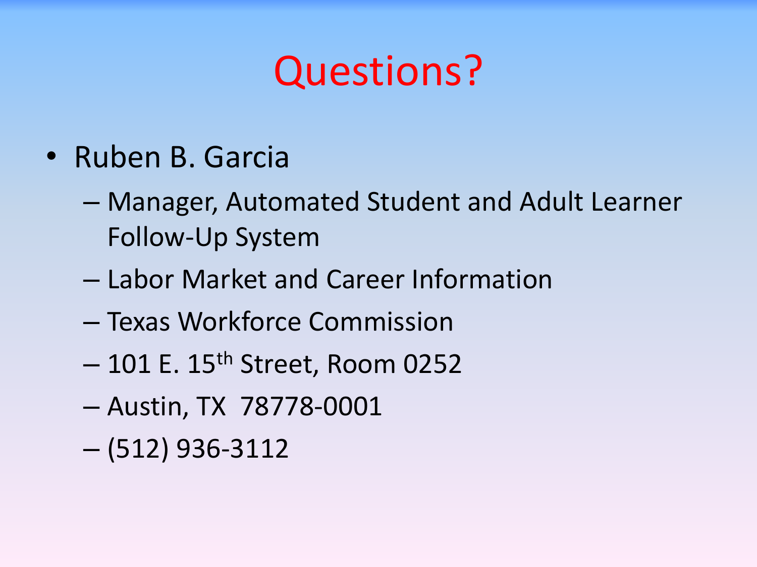# Questions?

- Ruben B. Garcia
  - Manager, Automated Student and Adult Learner Follow-Up System
  - Labor Market and Career Information
  - Texas Workforce Commission
  - 101 E. 15th Street, Room 0252
  - Austin, TX 78778-0001
  - (512) 936-3112